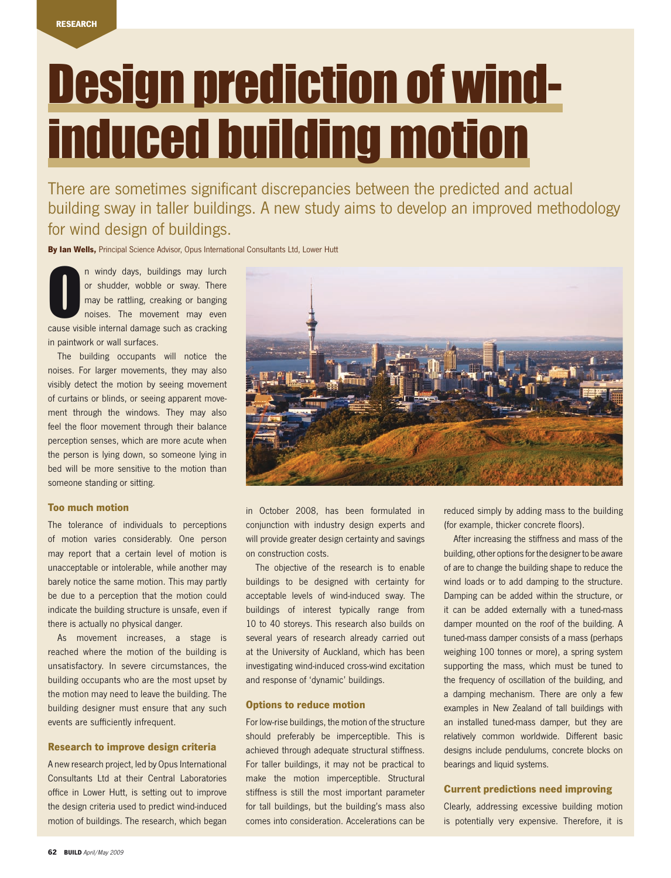RESEARCH

# Design prediction of wind-induced building motion

There are sometimes significant discrepancies between the predicted and actual building sway in taller buildings. A new study aims to develop an improved methodology for wind design of buildings.

**By Ian Wells,** Principal Science Advisor, Opus International Consultants Ltd, Lower Hutt

On windy days, buildings may lurch or shudder, wobble or sway. There may be rattling, creaking or banging noises. The movement may even cause visible internal damage such as cracking in paintwork or wall surfaces.

The building occupants will notice the noises. For larger movements, they may also visibly detect the motion by seeing movement of curtains or blinds, or seeing apparent movement through the windows. They may also feel the floor movement through their balance perception senses, which are more acute when the person is lying down, so someone lying in bed will be more sensitive to the motion than someone standing or sitting.

### Too much motion

The tolerance of individuals to perceptions of motion varies considerably. One person may report that a certain level of motion is unacceptable or intolerable, while another may barely notice the same motion. This may partly be due to a perception that the motion could indicate the building structure is unsafe, even if there is actually no physical danger.

As movement increases, a stage is reached where the motion of the building is unsatisfactory. In severe circumstances, the building occupants who are the most upset by the motion may need to leave the building. The building designer must ensure that any such events are sufficiently infrequent.

### Research to improve design criteria

A new research project, led by Opus International Consultants Ltd at their Central Laboratories office in Lower Hutt, is setting out to improve the design criteria used to predict wind-induced motion of buildings. The research, which began in October 2008, has been formulated in conjunction with industry design experts and will provide greater design certainty and savings on construction costs.

The objective of the research is to enable buildings to be designed with certainty for acceptable levels of wind-induced sway. The buildings of interest typically range from 10 to 40 storeys. This research also builds on several years of research already carried out at the University of Auckland, which has been investigating wind-induced cross-wind excitation and response of 'dynamic' buildings.

### Options to reduce motion

For low-rise buildings, the motion of the structure should preferably be imperceptible. This is achieved through adequate structural stiffness. For taller buildings, it may not be practical to make the motion imperceptible. Structural stiffness is still the most important parameter for tall buildings, but the building's mass also comes into consideration. Accelerations can be reduced simply by adding mass to the building (for example, thicker concrete floors).

After increasing the stiffness and mass of the building, other options for the designer to be aware of are to change the building shape to reduce the wind loads or to add damping to the structure. Damping can be added within the structure, or it can be added externally with a tuned-mass damper mounted on the roof of the building. A tuned-mass damper consists of a mass (perhaps weighing 100 tonnes or more), a spring system supporting the mass, which must be tuned to the frequency of oscillation of the building, and a damping mechanism. There are only a few examples in New Zealand of tall buildings with an installed tuned-mass damper, but they are relatively common worldwide. Different basic designs include pendulums, concrete blocks on bearings and liquid systems.

### Current predictions need improving

Clearly, addressing excessive building motion is potentially very expensive. Therefore, it is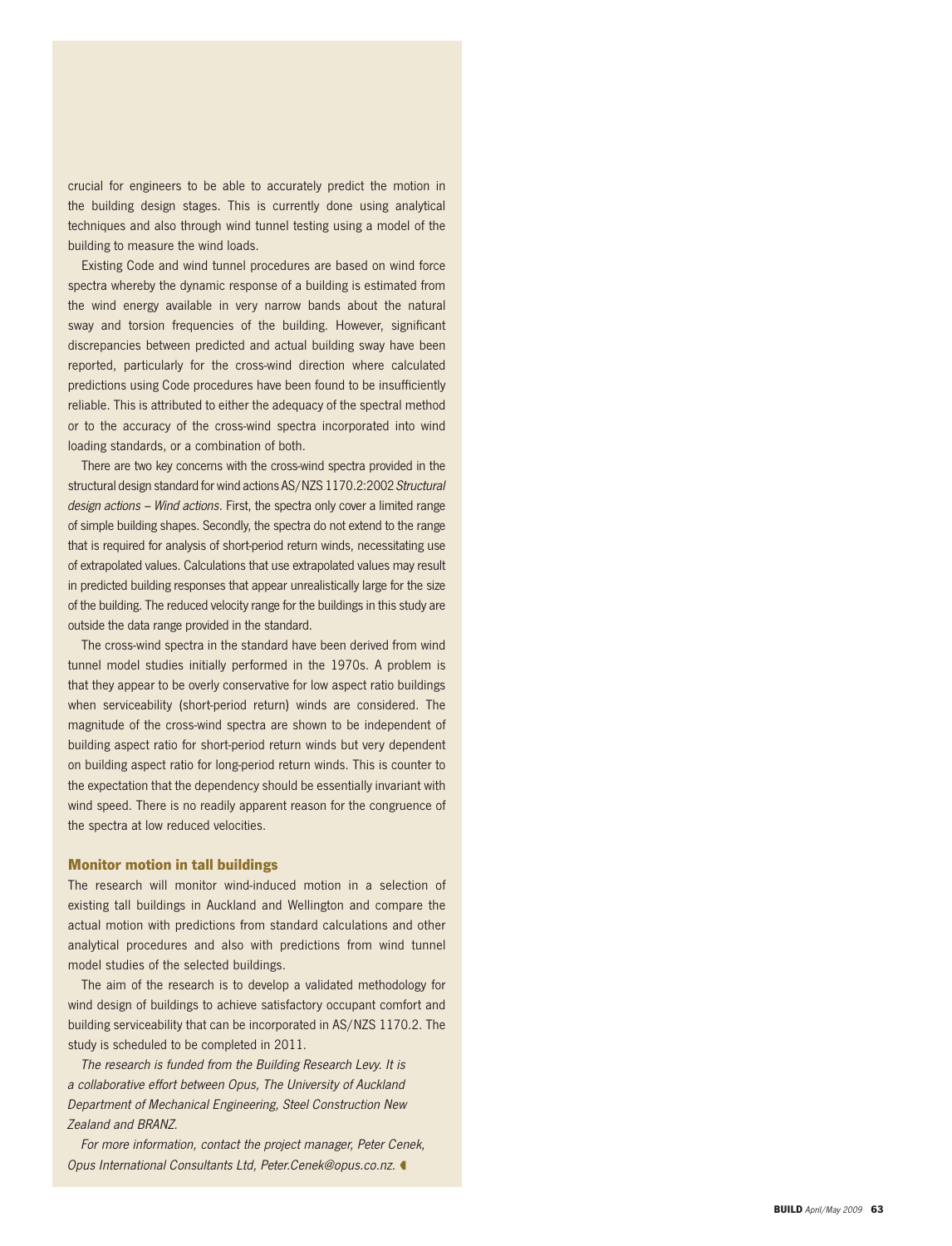crucial for engineers to be able to accurately predict the motion in the building design stages. This is currently done using analytical techniques and also through wind tunnel testing using a model of the building to measure the wind loads.

Existing Code and wind tunnel procedures are based on wind force spectra whereby the dynamic response of a building is estimated from the wind energy available in very narrow bands about the natural sway and torsion frequencies of the building. However, significant discrepancies between predicted and actual building sway have been reported, particularly for the cross-wind direction where calculated predictions using Code procedures have been found to be insufficiently reliable. This is attributed to either the adequacy of the spectral method or to the accuracy of the cross-wind spectra incorporated into wind loading standards, or a combination of both.

There are two key concerns with the cross-wind spectra provided in the structural design standard for wind actions AS/NZS 1170.2:2002 *Structural design actions – Wind actions*. First, the spectra only cover a limited range of simple building shapes. Secondly, the spectra do not extend to the range that is required for analysis of short-period return winds, necessitating use of extrapolated values. Calculations that use extrapolated values may result in predicted building responses that appear unrealistically large for the size of the building. The reduced velocity range for the buildings in this study are outside the data range provided in the standard.

The cross-wind spectra in the standard have been derived from wind tunnel model studies initially performed in the 1970s. A problem is that they appear to be overly conservative for low aspect ratio buildings when serviceability (short-period return) winds are considered. The magnitude of the cross-wind spectra are shown to be independent of building aspect ratio for short-period return winds but very dependent on building aspect ratio for long-period return winds. This is counter to the expectation that the dependency should be essentially invariant with wind speed. There is no readily apparent reason for the congruence of the spectra at low reduced velocities.

## Monitor motion in tall buildings

The research will monitor wind-induced motion in a selection of existing tall buildings in Auckland and Wellington and compare the actual motion with predictions from standard calculations and other analytical procedures and also with predictions from wind tunnel model studies of the selected buildings.

The aim of the research is to develop a validated methodology for wind design of buildings to achieve satisfactory occupant comfort and building serviceability that can be incorporated in AS/NZS 1170.2. The study is scheduled to be completed in 2011.

*The research is funded from the Building Research Levy. It is a collaborative effort between Opus, The University of Auckland Department of Mechanical Engineering, Steel Construction New Zealand and BRANZ.*

*For more information, contact the project manager, Peter Cenek, Opus International Consultants Ltd, Peter.Cenek@opus.co.nz.*